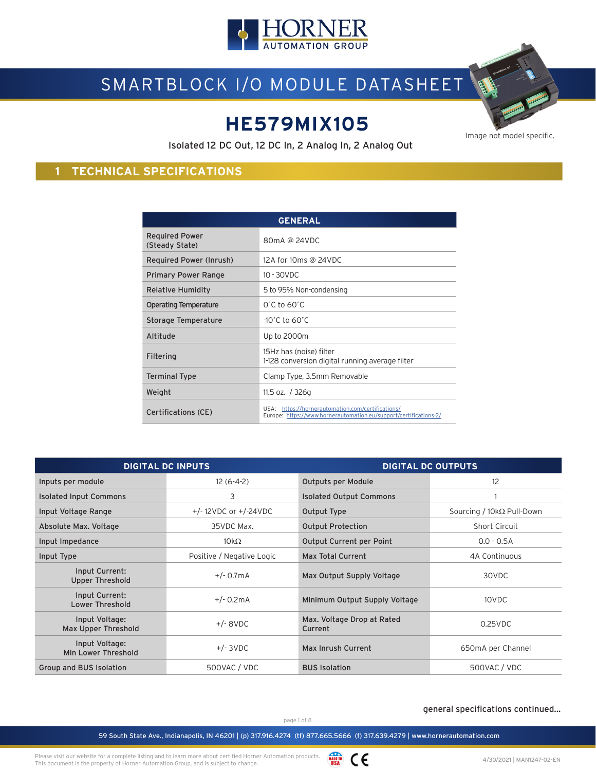HORNER AUTOMATION GROUP

# SMARTBLOCK I/O MODULE DATASHEET

## HE579MIX105

Isolated 12 DC Out, 12 DC In, 2 Analog In, 2 Analog Out

Image not model specific.

## 1 TECHNICAL SPECIFICATIONS

| GENERAL | |
|---|---|
| Required Power (Steady State) | 80mA @ 24VDC |
| Required Power (Inrush) | 12A for 10ms @ 24VDC |
| Primary Power Range | 10 - 30VDC |
| Relative Humidity | 5 to 95% Non-condensing |
| Operating Temperature | 0°C to 60°C |
| Storage Temperature | -10°C to 60°C |
| Altitude | Up to 2000m |
| Filtering | 15Hz has (noise) filter<br>1-128 conversion digital running average filter |
| Terminal Type | Clamp Type, 3.5mm Removable |
| Weight | 11.5 oz. / 326g |
| Certifications (CE) | USA: https://hornerautomation.com/certifications/<br>Europe: https://www.hornerautomation.eu/support/certifications-2/ |

| DIGITAL DC INPUTS | | DIGITAL DC OUTPUTS | |
|---|---|---|---|
| Inputs per module | 12 (6-4-2) | Outputs per Module | 12 |
| Isolated Input Commons | 3 | Isolated Output Commons | 1 |
| Input Voltage Range | +/- 12VDC or +/-24VDC | Output Type | Sourcing / 10kΩ Pull-Down |
| Absolute Max. Voltage | 35VDC Max. | Output Protection | Short Circuit |
| Input Impedance | 10kΩ | Output Current per Point | 0.0 - 0.5A |
| Input Type | Positive / Negative Logic | Max Total Current | 4A Continuous |
| Input Current: Upper Threshold | +/- 0.7mA | Max Output Supply Voltage | 30VDC |
| Input Current: Lower Threshold | +/- 0.2mA | Minimum Output Supply Voltage | 10VDC |
| Input Voltage: Max Upper Threshold | +/- 8VDC | Max. Voltage Drop at Rated Current | 0.25VDC |
| Input Voltage: Min Lower Threshold | +/- 3VDC | Max Inrush Current | 650mA per Channel |
| Group and BUS Isolation | 500VAC / VDC | BUS Isolation | 500VAC / VDC |

general specifications continued...

59 South State Ave., Indianapolis, IN 46201 | (p) 317.916.4274 (tf) 877.665.5666 (f) 317.639.4279 | www.hornerautomation.com

Please visit our website for a complete listing and to learn more about certified Horner Automation products. This document is the property of Horner Automation Group, and is subject to change.

4/30/2021 | MAN1247-02-EN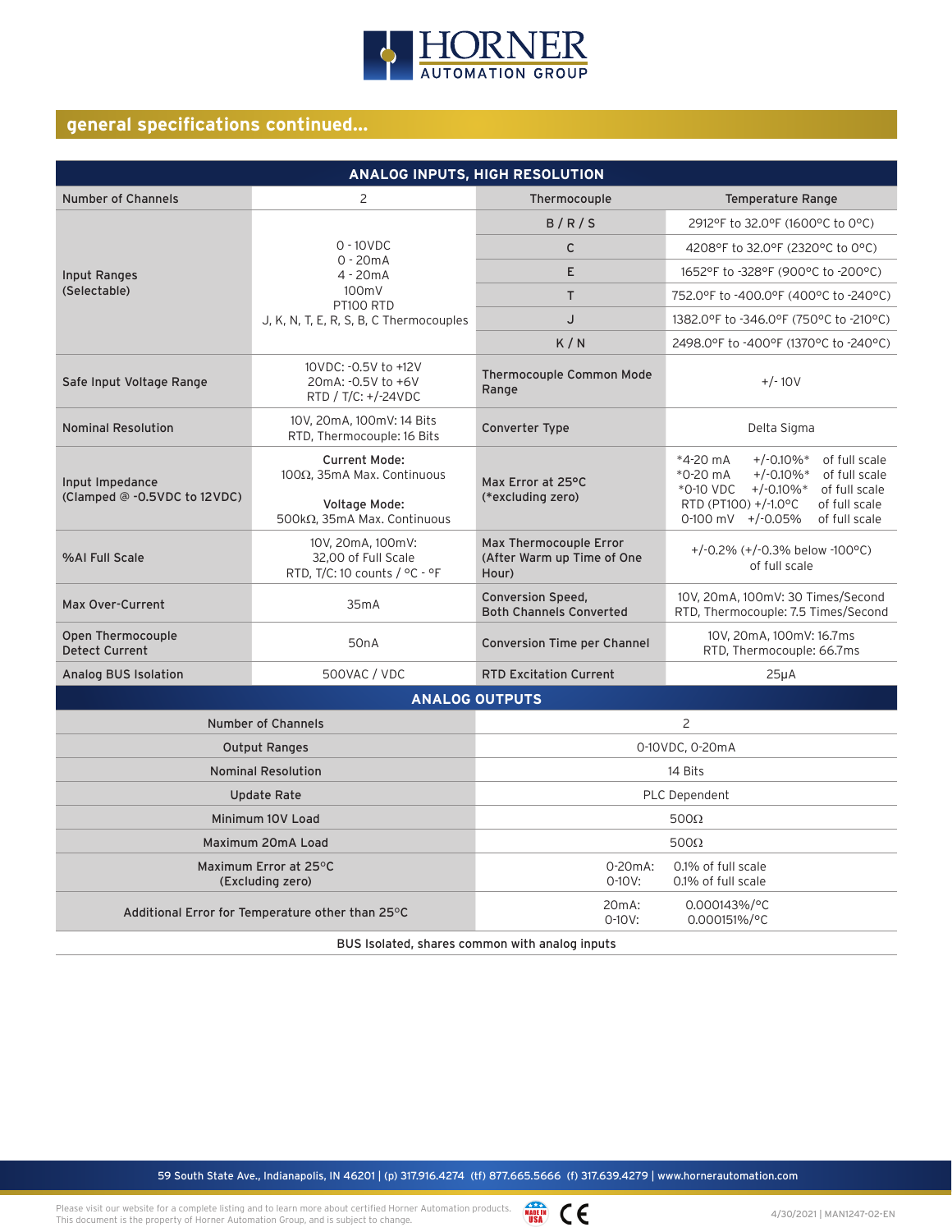## general specifications continued...

| ANALOG INPUTS, HIGH RESOLUTION | | | |
|---|---|---|---|
| Number of Channels | 2 | Thermocouple | Temperature Range |
| Input Ranges (Selectable) | 0 - 10VDC<br>0 - 20mA<br>4 - 20mA<br>100mV<br>PT100 RTD<br>J, K, N, T, E, R, S, B, C Thermocouples | B / R / S | 2912°F to 32.0°F (1600°C to 0°C) |
| | | C | 4208°F to 32.0°F (2320°C to 0°C) |
| | | E | 1652°F to -328°F (900°C to -200°C) |
| | | T | 752.0°F to -400.0°F (400°C to -240°C) |
| | | J | 1382.0°F to -346.0°F (750°C to -210°C) |
| | | K / N | 2498.0°F to -400°F (1370°C to -240°C) |
| Safe Input Voltage Range | 10VDC: -0.5V to +12V<br>20mA: -0.5V to +6V<br>RTD / T/C: +/-24VDC | Thermocouple Common Mode Range | +/- 10V |
| Nominal Resolution | 10V, 20mA, 100mV: 14 Bits<br>RTD, Thermocouple: 16 Bits | Converter Type | Delta Sigma |
| Input Impedance (Clamped @ -0.5VDC to 12VDC) | **Current Mode:**<br>100Ω, 35mA Max. Continuous<br><br>**Voltage Mode:**<br>500kΩ, 35mA Max. Continuous | Max Error at 25°C (*excluding zero) | *4-20 mA +/-0.10%* of full scale<br>*0-20 mA +/-0.10%* of full scale<br>*0-10 VDC +/-0.10%* of full scale<br>RTD (PT100) +/-1.0°C of full scale<br>0-100 mV +/-0.05% of full scale |
| %AI Full Scale | 10V, 20mA, 100mV:<br>32,00 of Full Scale<br>RTD, T/C: 10 counts / °C - °F | Max Thermocouple Error (After Warm up Time of One Hour) | +/-0.2% (+/-0.3% below -100°C) of full scale |
| Max Over-Current | 35mA | Conversion Speed, Both Channels Converted | 10V, 20mA, 100mV: 30 Times/Second<br>RTD, Thermocouple: 7.5 Times/Second |
| Open Thermocouple Detect Current | 50nA | Conversion Time per Channel | 10V, 20mA, 100mV: 16.7ms<br>RTD, Thermocouple: 66.7ms |
| Analog BUS Isolation | 500VAC / VDC | RTD Excitation Current | 25µA |

| ANALOG OUTPUTS | |
|---|---|
| Number of Channels | 2 |
| Output Ranges | 0-10VDC, 0-20mA |
| Nominal Resolution | 14 Bits |
| Update Rate | PLC Dependent |
| Minimum 10V Load | 500Ω |
| Maximum 20mA Load | 500Ω |
| Maximum Error at 25°C (Excluding zero) | 0-20mA: 0.1% of full scale<br>0-10V: 0.1% of full scale |
| Additional Error for Temperature other than 25°C | 20mA: 0.000143%/°C<br>0-10V: 0.000151%/°C |
| BUS Isolated, shares common with analog inputs | |

59 South State Ave., Indianapolis, IN 46201 | (p) 317.916.4274 (tf) 877.665.5666 (f) 317.639.4279 | www.hornerautomation.com

Please visit our website for a complete listing and to learn more about certified Horner Automation products.
This document is the property of Horner Automation Group, and is subject to change.

4/30/2021 | MAN1247-02-EN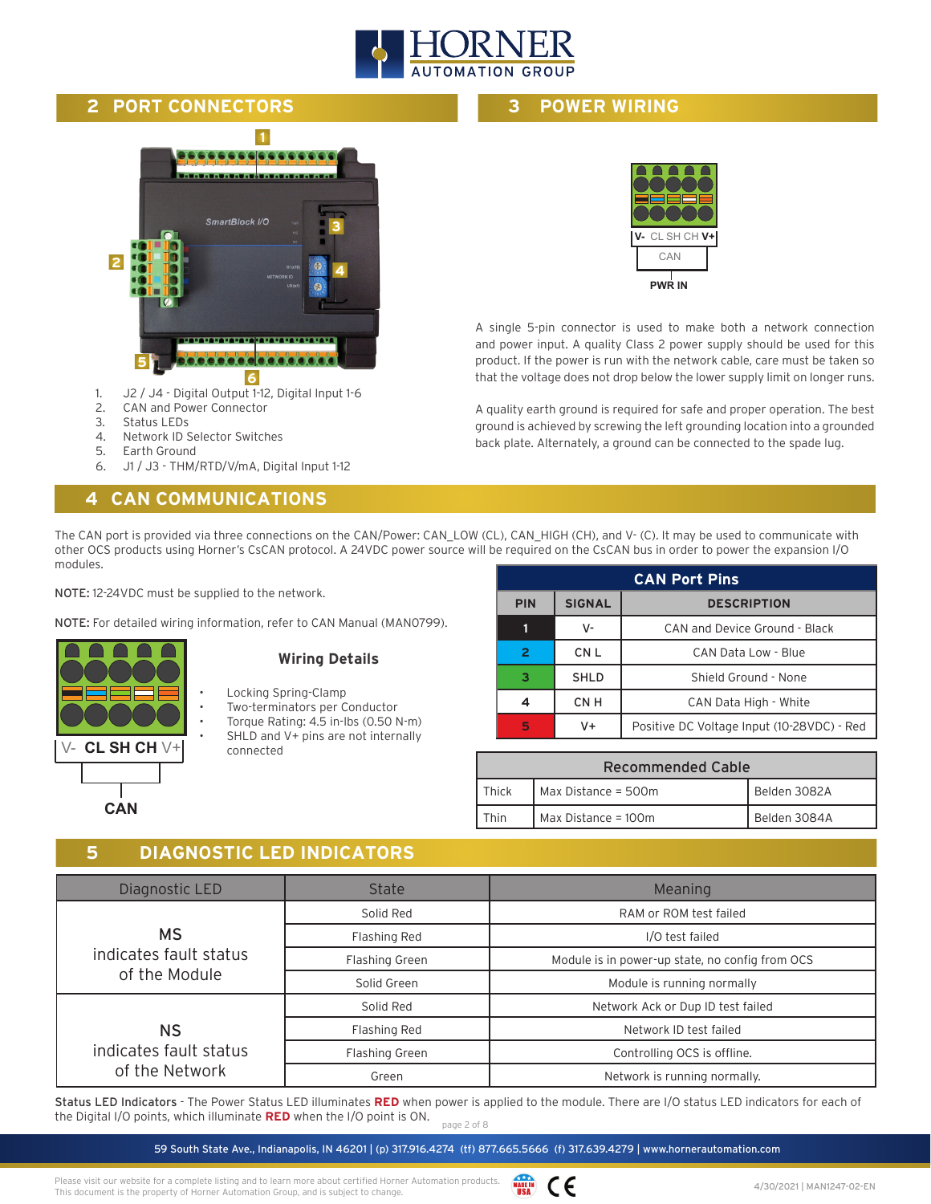## 2 PORT CONNECTORS

1. J2 / J4 - Digital Output 1-12, Digital Input 1-6
2. CAN and Power Connector
3. Status LEDs
4. Network ID Selector Switches
5. Earth Ground
6. J1 / J3 - THM/RTD/V/mA, Digital Input 1-12

## 3 POWER WIRING

V- CL SH CH V+

CAN

PWR IN

A single 5-pin connector is used to make both a network connection and power input. A quality Class 2 power supply should be used for this product. If the power is run with the network cable, care must be taken so that the voltage does not drop below the lower supply limit on longer runs.

A quality earth ground is required for safe and proper operation. The best ground is achieved by screwing the left grounding location into a grounded back plate. Alternately, a ground can be connected to the spade lug.

## 4 CAN COMMUNICATIONS

The CAN port is provided via three connections on the CAN/Power: CAN_LOW (CL), CAN_HIGH (CH), and V- (C). It may be used to communicate with other OCS products using Horner's CsCAN protocol. A 24VDC power source will be required on the CsCAN bus in order to power the expansion I/O modules.

NOTE: 12-24VDC must be supplied to the network.

NOTE: For detailed wiring information, refer to CAN Manual (MAN0799).

V- CL SH CH V+

CAN

### Wiring Details

- Locking Spring-Clamp
- Two-terminators per Conductor
- Torque Rating: 4.5 in-lbs (0.50 N-m)
- SHLD and V+ pins are not internally connected

**CAN Port Pins**

| PIN | SIGNAL | DESCRIPTION |
|---|---|---|
| 1 | V- | CAN and Device Ground - Black |
| 2 | CN L | CAN Data Low - Blue |
| 3 | SHLD | Shield Ground - None |
| 4 | CN H | CAN Data High - White |
| 5 | V+ | Positive DC Voltage Input (10-28VDC) - Red |

**Recommended Cable**

| | | |
|---|---|---|
| Thick | Max Distance = 500m | Belden 3082A |
| Thin | Max Distance = 100m | Belden 3084A |

## 5 DIAGNOSTIC LED INDICATORS

| Diagnostic LED | State | Meaning |
|---|---|---|
| MS indicates fault status of the Module | Solid Red | RAM or ROM test failed |
| | Flashing Red | I/O test failed |
| | Flashing Green | Module is in power-up state, no config from OCS |
| | Solid Green | Module is running normally |
| NS indicates fault status of the Network | Solid Red | Network Ack or Dup ID test failed |
| | Flashing Red | Network ID test failed |
| | Flashing Green | Controlling OCS is offline. |
| | Green | Network is running normally. |

**Status LED Indicators** - The Power Status LED illuminates **RED** when power is applied to the module. There are I/O status LED indicators for each of the Digital I/O points, which illuminate **RED** when the I/O point is ON.

59 South State Ave., Indianapolis, IN 46201 | (p) 317.916.4274 (tf) 877.665.5666 (f) 317.639.4279 | www.hornerautomation.com

Please visit our website for a complete listing and to learn more about certified Horner Automation products.
This document is the property of Horner Automation Group, and is subject to change.

4/30/2021 | MAN1247-02-EN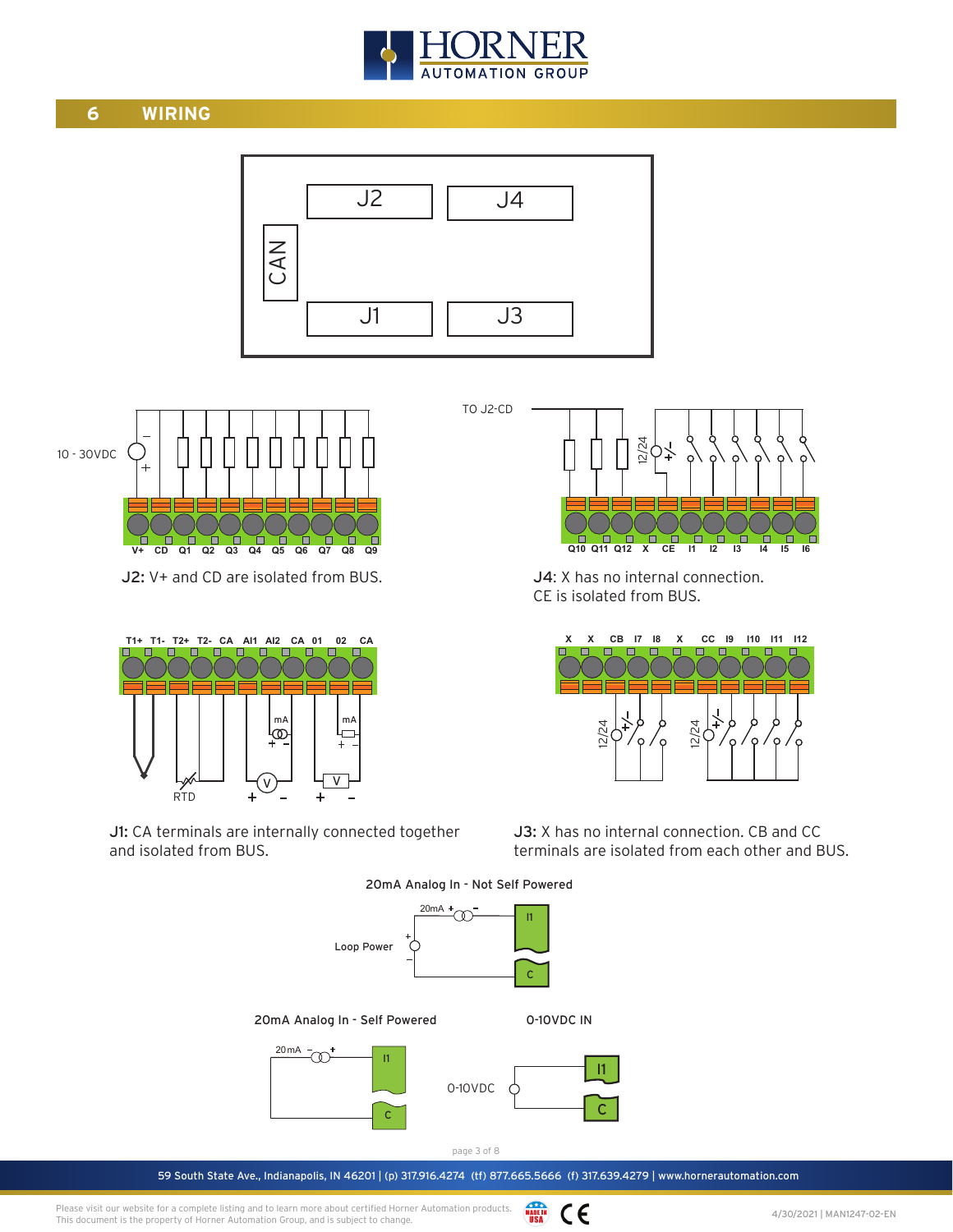## 6 WIRING

J2: V+ and CD are isolated from BUS.

J4: X has no internal connection.
CE is isolated from BUS.

J1: CA terminals are internally connected together and isolated from BUS.

J3: X has no internal connection. CB and CC terminals are isolated from each other and BUS.

20mA Analog In - Not Self Powered

20mA Analog In - Self Powered

0-10VDC IN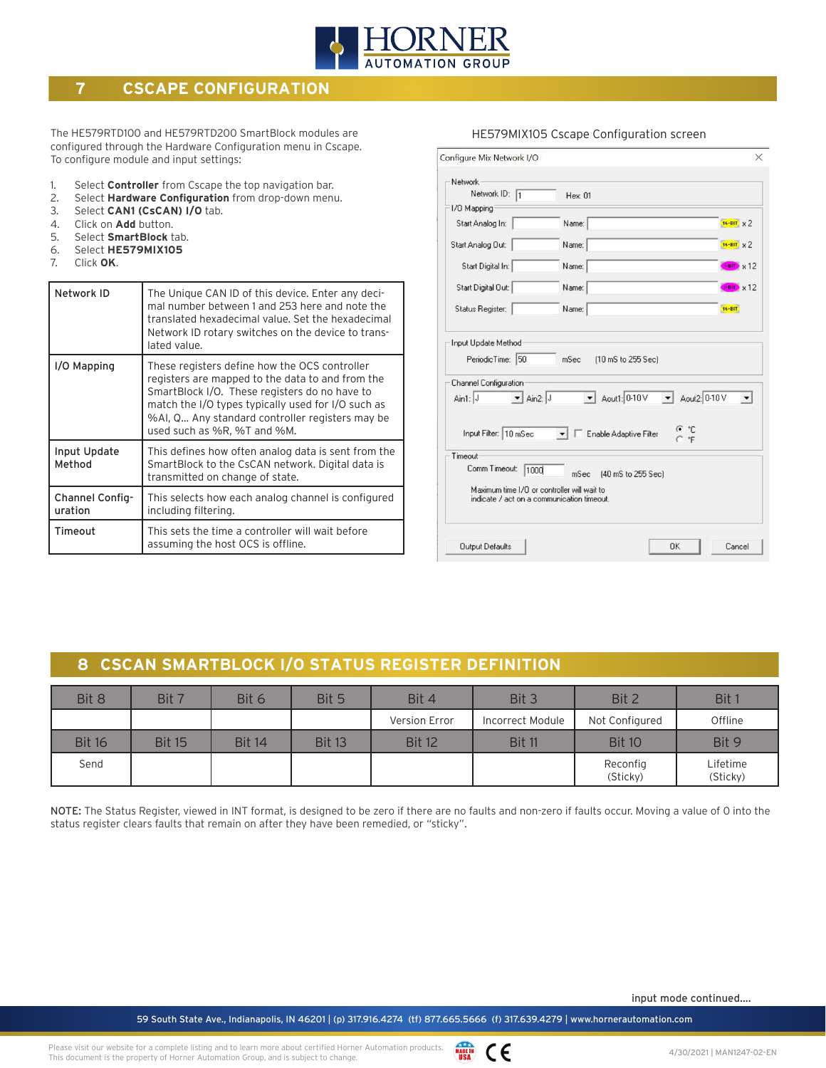# 7 CSCAPE CONFIGURATION

The HE579RTD100 and HE579RTD200 SmartBlock modules are configured through the Hardware Configuration menu in Cscape. To configure module and input settings:

1. Select **Controller** from Cscape the top navigation bar.
2. Select **Hardware Configuration** from drop-down menu.
3. Select **CAN1 (CsCAN) I/O** tab.
4. Click on **Add** button.
5. Select **SmartBlock** tab.
6. Select **HE579MIX105**
7. Click **OK**.

| | |
|---|---|
| Network ID | The Unique CAN ID of this device. Enter any decimal number between 1 and 253 here and note the translated hexadecimal value. Set the hexadecimal Network ID rotary switches on the device to translated value. |
| I/O Mapping | These registers define how the OCS controller registers are mapped to the data to and from the SmartBlock I/O. These registers do no have to match the I/O types typically used for I/O such as %AI, Q... Any standard controller registers may be used such as %R, %T and %M. |
| Input Update Method | This defines how often analog data is sent from the SmartBlock to the CsCAN network. Digital data is transmitted on change of state. |
| Channel Configuration | This selects how each analog channel is configured including filtering. |
| Timeout | This sets the time a controller will wait before assuming the host OCS is offline. |

HE579MIX105 Cscape Configuration screen

Configure Mix Network I/O

Network
Network ID: 1 Hex: 01

I/O Mapping
Start Analog In: Name: 16-BIT x 2
Start Analog Out: Name: 16-BIT x 2
Start Digital In: Name: 1-BIT x 12
Start Digital Out: Name: 1-BIT x 12
Status Register: Name: 16-BIT

Input Update Method
Periodic Time: 50 mSec (10 mS to 255 Sec)

Channel Configuration
Ain1: J Ain2: J Aout1: 0-10 V Aout2: 0-10 V
Input Filter: 10 mSec Enable Adaptive Filter °C °F

Timeout
Comm Timeout: 1000 mSec (40 mS to 255 Sec)
Maximum time I/O or controller will wait to indicate / act on a communication timeout.

Output Defaults OK Cancel

# 8 CSCAN SMARTBLOCK I/O STATUS REGISTER DEFINITION

| Bit 8 | Bit 7 | Bit 6 | Bit 5 | Bit 4 | Bit 3 | Bit 2 | Bit 1 |
|---|---|---|---|---|---|---|---|
| | | | | Version Error | Incorrect Module | Not Configured | Offline |
| **Bit 16** | **Bit 15** | **Bit 14** | **Bit 13** | **Bit 12** | **Bit 11** | **Bit 10** | **Bit 9** |
| Send | | | | | | Reconfig (Sticky) | Lifetime (Sticky) |

NOTE: The Status Register, viewed in INT format, is designed to be zero if there are no faults and non-zero if faults occur. Moving a value of 0 into the status register clears faults that remain on after they have been remedied, or "sticky".

input mode continued....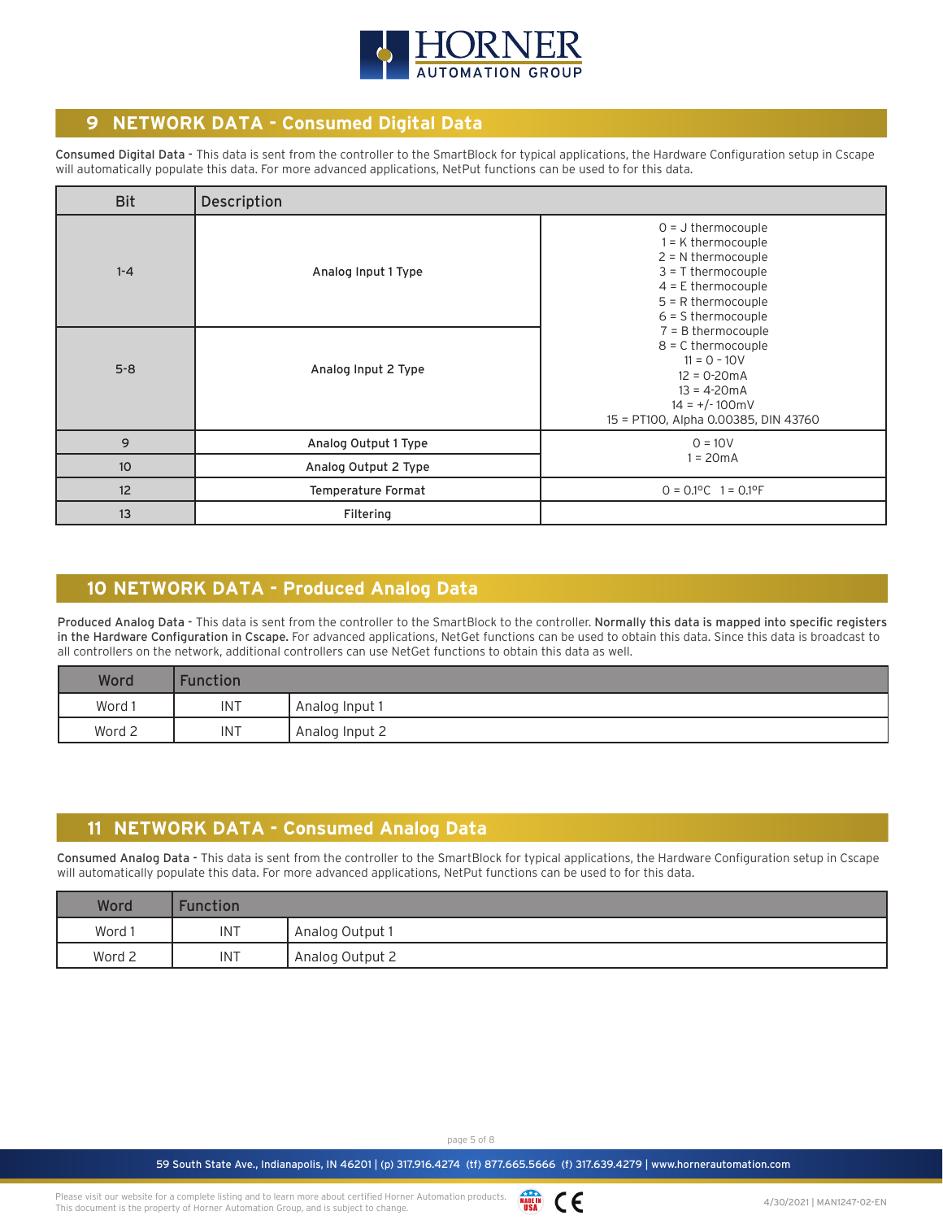## 9 NETWORK DATA - Consumed Digital Data

**Consumed Digital Data** - This data is sent from the controller to the SmartBlock for typical applications, the Hardware Configuration setup in Cscape will automatically populate this data. For more advanced applications, NetPut functions can be used to for this data.

| Bit | Description | |
|---|---|---|
| 1-4 | Analog Input 1 Type | 0 = J thermocouple<br>1 = K thermocouple<br>2 = N thermocouple<br>3 = T thermocouple<br>4 = E thermocouple<br>5 = R thermocouple<br>6 = S thermocouple<br>7 = B thermocouple<br>8 = C thermocouple<br>11 = 0 - 10V<br>12 = 0-20mA<br>13 = 4-20mA<br>14 = +/- 100mV<br>15 = PT100, Alpha 0.00385, DIN 43760 |
| 5-8 | Analog Input 2 Type | |
| 9 | Analog Output 1 Type | 0 = 10V<br>1 = 20mA |
| 10 | Analog Output 2 Type | |
| 12 | Temperature Format | 0 = 0.1°C  1 = 0.1°F |
| 13 | Filtering | |

## 10 NETWORK DATA - Produced Analog Data

**Produced Analog Data** - This data is sent from the controller to the SmartBlock to the controller. **Normally this data is mapped into specific registers in the Hardware Configuration in Cscape.** For advanced applications, NetGet functions can be used to obtain this data. Since this data is broadcast to all controllers on the network, additional controllers can use NetGet functions to obtain this data as well.

| Word | Function | |
|---|---|---|
| Word 1 | INT | Analog Input 1 |
| Word 2 | INT | Analog Input 2 |

## 11 NETWORK DATA - Consumed Analog Data

**Consumed Analog Data** - This data is sent from the controller to the SmartBlock for typical applications, the Hardware Configuration setup in Cscape will automatically populate this data. For more advanced applications, NetPut functions can be used to for this data.

| Word | Function | |
|---|---|---|
| Word 1 | INT | Analog Output 1 |
| Word 2 | INT | Analog Output 2 |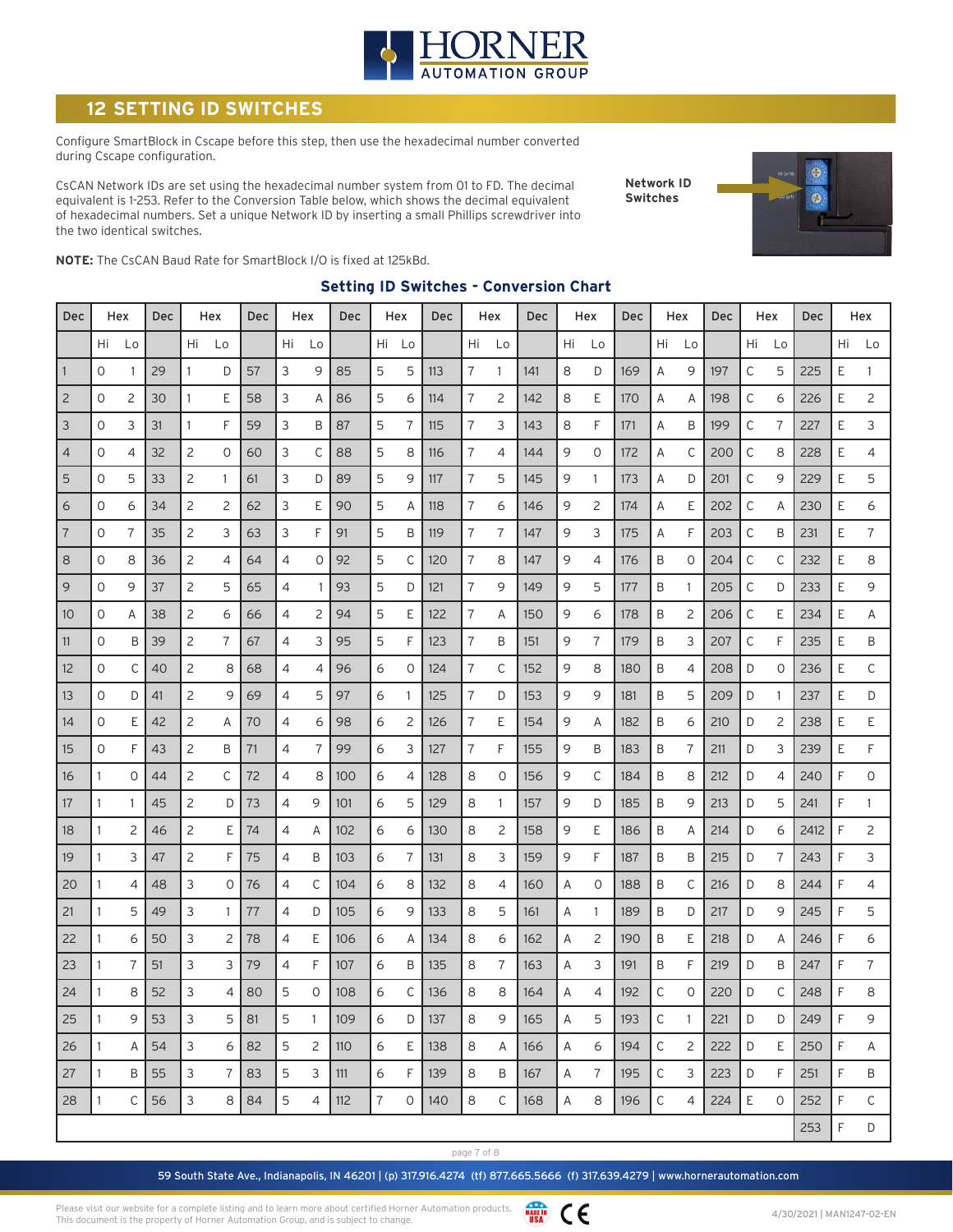## 12 SETTING ID SWITCHES

Configure SmartBlock in Cscape before this step, then use the hexadecimal number converted during Cscape configuration.

CsCAN Network IDs are set using the hexadecimal number system from 01 to FD. The decimal equivalent is 1-253. Refer to the Conversion Table below, which shows the decimal equivalent of hexadecimal numbers. Set a unique Network ID by inserting a small Phillips screwdriver into the two identical switches.

Network ID Switches

**NOTE:** The CsCAN Baud Rate for SmartBlock I/O is fixed at 125kBd.

### Setting ID Switches - Conversion Chart

| Dec | Hex | | Dec | Hex | | Dec | Hex | | Dec | Hex | | Dec | Hex | | Dec | Hex | | Dec | Hex | | Dec | Hex | | Dec | Hex |
|---|---|---|---|---|---|---|---|---|---|---|---|---|---|---|---|---|---|---|---|---|---|---|---|---|---|---|
| | Hi | Lo | | Hi | Lo | | Hi | Lo | | Hi | Lo | | Hi | Lo | | Hi | Lo | | Hi | Lo | | Hi | Lo | | Hi | Lo |
| 1 | 0 | 1 | 29 | 1 | D | 57 | 3 | 9 | 85 | 5 | 5 | 113 | 7 | 1 | 141 | 8 | D | 169 | A | 9 | 197 | C | 5 | 225 | E | 1 |
| 2 | 0 | 2 | 30 | 1 | E | 58 | 3 | A | 86 | 5 | 6 | 114 | 7 | 2 | 142 | 8 | E | 170 | A | A | 198 | C | 6 | 226 | E | 2 |
| 3 | 0 | 3 | 31 | 1 | F | 59 | 3 | B | 87 | 5 | 7 | 115 | 7 | 3 | 143 | 8 | F | 171 | A | B | 199 | C | 7 | 227 | E | 3 |
| 4 | 0 | 4 | 32 | 2 | 0 | 60 | 3 | C | 88 | 5 | 8 | 116 | 7 | 4 | 144 | 9 | 0 | 172 | A | C | 200 | C | 8 | 228 | E | 4 |
| 5 | 0 | 5 | 33 | 2 | 1 | 61 | 3 | D | 89 | 5 | 9 | 117 | 7 | 5 | 145 | 9 | 1 | 173 | A | D | 201 | C | 9 | 229 | E | 5 |
| 6 | 0 | 6 | 34 | 2 | 2 | 62 | 3 | E | 90 | 5 | A | 118 | 7 | 6 | 146 | 9 | 2 | 174 | A | E | 202 | C | A | 230 | E | 6 |
| 7 | 0 | 7 | 35 | 2 | 3 | 63 | 3 | F | 91 | 5 | B | 119 | 7 | 7 | 147 | 9 | 3 | 175 | A | F | 203 | C | B | 231 | E | 7 |
| 8 | 0 | 8 | 36 | 2 | 4 | 64 | 4 | 0 | 92 | 5 | C | 120 | 7 | 8 | 147 | 9 | 4 | 176 | B | 0 | 204 | C | C | 232 | E | 8 |
| 9 | 0 | 9 | 37 | 2 | 5 | 65 | 4 | 1 | 93 | 5 | D | 121 | 7 | 9 | 149 | 9 | 5 | 177 | B | 1 | 205 | C | D | 233 | E | 9 |
| 10 | 0 | A | 38 | 2 | 6 | 66 | 4 | 2 | 94 | 5 | E | 122 | 7 | A | 150 | 9 | 6 | 178 | B | 2 | 206 | C | E | 234 | E | A |
| 11 | 0 | B | 39 | 2 | 7 | 67 | 4 | 3 | 95 | 5 | F | 123 | 7 | B | 151 | 9 | 7 | 179 | B | 3 | 207 | C | F | 235 | E | B |
| 12 | 0 | C | 40 | 2 | 8 | 68 | 4 | 4 | 96 | 6 | 0 | 124 | 7 | C | 152 | 9 | 8 | 180 | B | 4 | 208 | D | 0 | 236 | E | C |
| 13 | 0 | D | 41 | 2 | 9 | 69 | 4 | 5 | 97 | 6 | 1 | 125 | 7 | D | 153 | 9 | 9 | 181 | B | 5 | 209 | D | 1 | 237 | E | D |
| 14 | 0 | E | 42 | 2 | A | 70 | 4 | 6 | 98 | 6 | 2 | 126 | 7 | E | 154 | 9 | A | 182 | B | 6 | 210 | D | 2 | 238 | E | E |
| 15 | 0 | F | 43 | 2 | B | 71 | 4 | 7 | 99 | 6 | 3 | 127 | 7 | F | 155 | 9 | B | 183 | B | 7 | 211 | D | 3 | 239 | E | F |
| 16 | 1 | 0 | 44 | 2 | C | 72 | 4 | 8 | 100 | 6 | 4 | 128 | 8 | 0 | 156 | 9 | C | 184 | B | 8 | 212 | D | 4 | 240 | F | 0 |
| 17 | 1 | 1 | 45 | 2 | D | 73 | 4 | 9 | 101 | 6 | 5 | 129 | 8 | 1 | 157 | 9 | D | 185 | B | 9 | 213 | D | 5 | 241 | F | 1 |
| 18 | 1 | 2 | 46 | 2 | E | 74 | 4 | A | 102 | 6 | 6 | 130 | 8 | 2 | 158 | 9 | E | 186 | B | A | 214 | D | 6 | 2412 | F | 2 |
| 19 | 1 | 3 | 47 | 2 | F | 75 | 4 | B | 103 | 6 | 7 | 131 | 8 | 3 | 159 | 9 | F | 187 | B | B | 215 | D | 7 | 243 | F | 3 |
| 20 | 1 | 4 | 48 | 3 | 0 | 76 | 4 | C | 104 | 6 | 8 | 132 | 8 | 4 | 160 | A | 0 | 188 | B | C | 216 | D | 8 | 244 | F | 4 |
| 21 | 1 | 5 | 49 | 3 | 1 | 77 | 4 | D | 105 | 6 | 9 | 133 | 8 | 5 | 161 | A | 1 | 189 | B | D | 217 | D | 9 | 245 | F | 5 |
| 22 | 1 | 6 | 50 | 3 | 2 | 78 | 4 | E | 106 | 6 | A | 134 | 8 | 6 | 162 | A | 2 | 190 | B | E | 218 | D | A | 246 | F | 6 |
| 23 | 1 | 7 | 51 | 3 | 3 | 79 | 4 | F | 107 | 6 | B | 135 | 8 | 7 | 163 | A | 3 | 191 | B | F | 219 | D | B | 247 | F | 7 |
| 24 | 1 | 8 | 52 | 3 | 4 | 80 | 5 | 0 | 108 | 6 | C | 136 | 8 | 8 | 164 | A | 4 | 192 | C | 0 | 220 | D | C | 248 | F | 8 |
| 25 | 1 | 9 | 53 | 3 | 5 | 81 | 5 | 1 | 109 | 6 | D | 137 | 8 | 9 | 165 | A | 5 | 193 | C | 1 | 221 | D | D | 249 | F | 9 |
| 26 | 1 | A | 54 | 3 | 6 | 82 | 5 | 2 | 110 | 6 | E | 138 | 8 | A | 166 | A | 6 | 194 | C | 2 | 222 | D | E | 250 | F | A |
| 27 | 1 | B | 55 | 3 | 7 | 83 | 5 | 3 | 111 | 6 | F | 139 | 8 | B | 167 | A | 7 | 195 | C | 3 | 223 | D | F | 251 | F | B |
| 28 | 1 | C | 56 | 3 | 8 | 84 | 5 | 4 | 112 | 7 | 0 | 140 | 8 | C | 168 | A | 8 | 196 | C | 4 | 224 | E | 0 | 252 | F | C |
| | | | | | | | | | | | | | | | | | | | | | | | | 253 | F | D |

59 South State Ave., Indianapolis, IN 46201 | (p) 317.916.4274 (tf) 877.665.5666 (f) 317.639.4279 | www.hornerautomation.com

Please visit our website for a complete listing and to learn more about certified Horner Automation products. This document is the property of Horner Automation Group, and is subject to change.

4/30/2021 | MAN1247-02-EN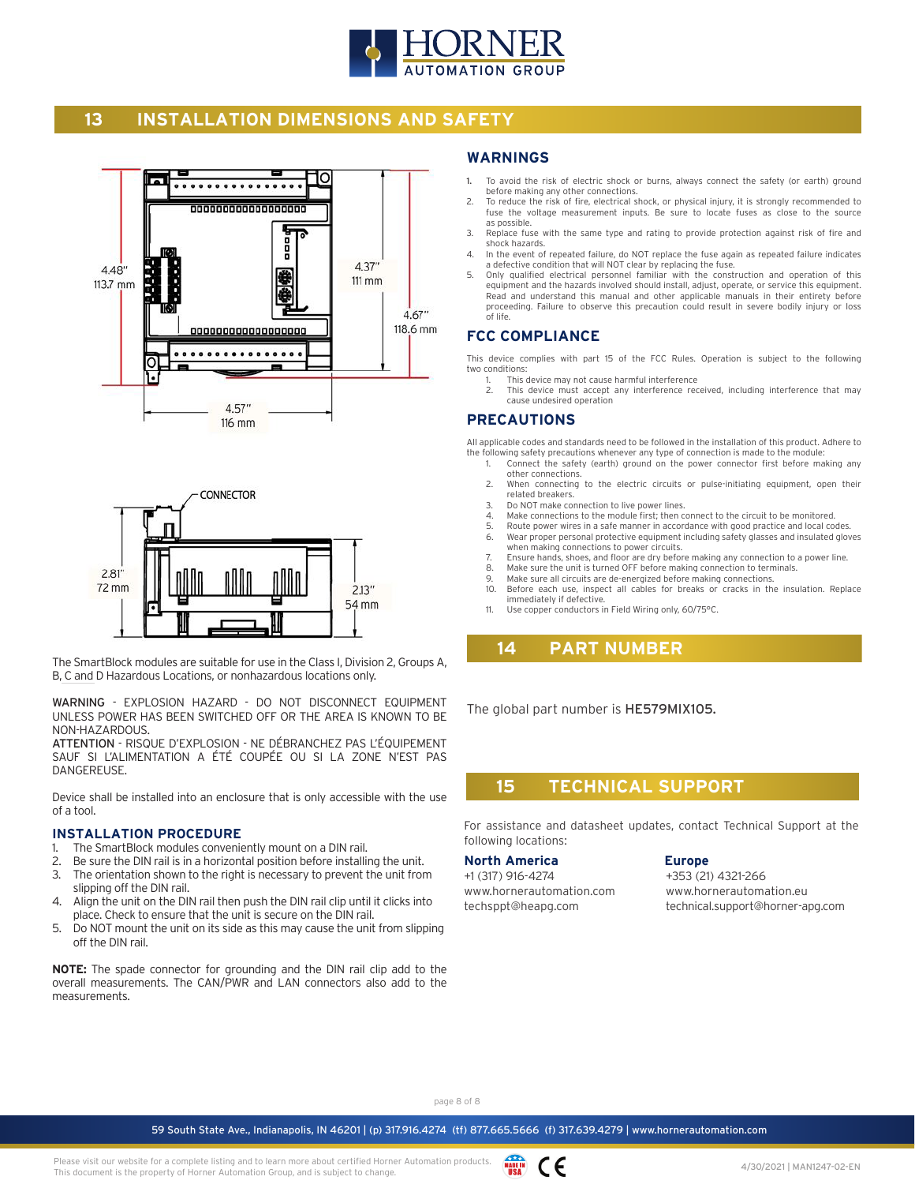## 13 INSTALLATION DIMENSIONS AND SAFETY

4.48"
113.7 mm

4.37"
111 mm

4.67"
118.6 mm

4.57"
116 mm

CONNECTOR

2.81"
72 mm

2.13"
54 mm

The SmartBlock modules are suitable for use in the Class I, Division 2, Groups A, B, C and D Hazardous Locations, or nonhazardous locations only.

WARNING - EXPLOSION HAZARD - DO NOT DISCONNECT EQUIPMENT UNLESS POWER HAS BEEN SWITCHED OFF OR THE AREA IS KNOWN TO BE NON-HAZARDOUS.
ATTENTION - RISQUE D'EXPLOSION - NE DÉBRANCHEZ PAS L'ÉQUIPEMENT SAUF SI L'ALIMENTATION A ÉTÉ COUPÉE OU SI LA ZONE N'EST PAS DANGEREUSE.

Device shall be installed into an enclosure that is only accessible with the use of a tool.

### INSTALLATION PROCEDURE

1. The SmartBlock modules conveniently mount on a DIN rail.
2. Be sure the DIN rail is in a horizontal position before installing the unit.
3. The orientation shown to the right is necessary to prevent the unit from slipping off the DIN rail.
4. Align the unit on the DIN rail then push the DIN rail clip until it clicks into place. Check to ensure that the unit is secure on the DIN rail.
5. Do NOT mount the unit on its side as this may cause the unit from slipping off the DIN rail.

**NOTE:** The spade connector for grounding and the DIN rail clip add to the overall measurements. The CAN/PWR and LAN connectors also add to the measurements.

### WARNINGS

1. To avoid the risk of electric shock or burns, always connect the safety (or earth) ground before making any other connections.
2. To reduce the risk of fire, electrical shock, or physical injury, it is strongly recommended to fuse the voltage measurement inputs. Be sure to locate fuses as close to the source as possible.
3. Replace fuse with the same type and rating to provide protection against risk of fire and shock hazards.
4. In the event of repeated failure, do NOT replace the fuse again as repeated failure indicates a defective condition that will NOT clear by replacing the fuse.
5. Only qualified electrical personnel familiar with the construction and operation of this equipment and the hazards involved should install, adjust, operate, or service this equipment. Read and understand this manual and other applicable manuals in their entirety before proceeding. Failure to observe this precaution could result in severe bodily injury or loss of life.

### FCC COMPLIANCE

This device complies with part 15 of the FCC Rules. Operation is subject to the following two conditions:

1. This device may not cause harmful interference
2. This device must accept any interference received, including interference that may cause undesired operation

### PRECAUTIONS

All applicable codes and standards need to be followed in the installation of this product. Adhere to the following safety precautions whenever any type of connection is made to the module:

1. Connect the safety (earth) ground first before making any other connections.
2. When connecting to the electric circuits or pulse-initiating equipment, open their related breakers.
3. Do NOT make connection to live power lines.
4. Make connections to the module first; then connect to the circuit to be monitored.
5. Route power wires in a safe manner in accordance with good practice and local codes.
6. Wear proper personal protective equipment including safety glasses and insulated gloves when making connections to power circuits.
7. Ensure hands, shoes, and floor are dry before making any connection to a power line.
8. Make sure the unit is turned OFF before making connection to terminals.
9. Make sure all circuits are de-energized before making connections.
10. Before each use, inspect all cables for breaks or cracks in the insulation. Replace immediately if defective.
11. Use copper conductors in Field Wiring only, 60/75°C.

## 14 PART NUMBER

The global part number is HE579MIX105.

## 15 TECHNICAL SUPPORT

For assistance and datasheet updates, contact Technical Support at the following locations:

**North America**
+1 (317) 916-4274
www.hornerautomation.com
techsppt@heapg.com

**Europe**
+353 (21) 4321-266
www.hornerautomation.eu
technical.support@horner-apg.com

59 South State Ave., Indianapolis, IN 46201 | (p) 317.916.4274 (tf) 877.665.5666 (f) 317.639.4279 | www.hornerautomation.com

Please visit our website for a complete listing and to learn more about certified Horner Automation products. This document is the property of Horner Automation Group, and is subject to change.

4/30/2021 | MAN1247-02-EN